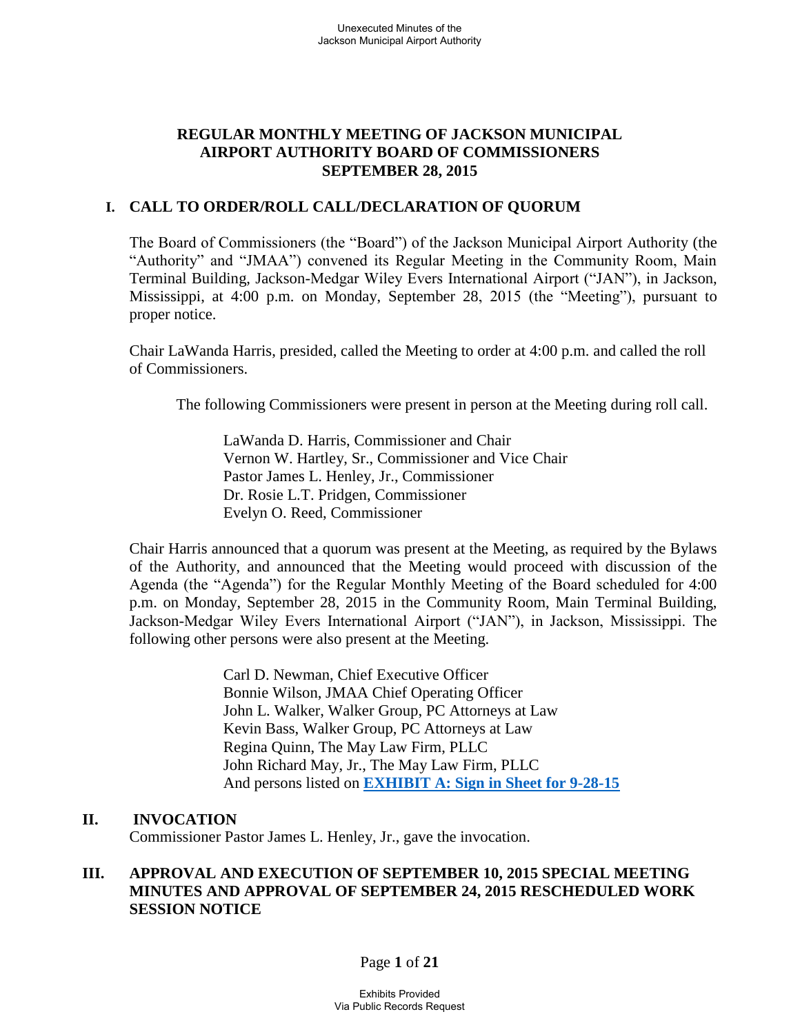# REGULAR MONTHLY MEETING OF JACKSON MUNICIPAL AIRPORT AUTHORITY BOARD OF COMMISSIONERS SEPTEMBER 28, 2015

## I. CALL TO ORDER/ROLL CALL/DECLARATION OF QUORUM

The Board of Commissioners (the "Board") of the Jackson Municipal Airport Authority (the "Authority" and "JMAA") convened its Regular Meeting in the Community Room, Main Terminal Building, Jackson-Medgar Wiley Evers International Airport ("JAN"), in Jackson, Mississippi, at 4:00 p.m. on Monday, September 28, 2015 (the "Meeting"), pursuant to proper notice.

Chair LaWanda Harris, presided, called the Meeting to order at 4:00 p.m. and called the roll of Commissioners.

The following Commissioners were present in person at the Meeting during roll call.

LaWanda D. Harris, Commissioner and Chair
Vernon W. Hartley, Sr., Commissioner and Vice Chair
Pastor James L. Henley, Jr., Commissioner
Dr. Rosie L.T. Pridgen, Commissioner
Evelyn O. Reed, Commissioner

Chair Harris announced that a quorum was present at the Meeting, as required by the Bylaws of the Authority, and announced that the Meeting would proceed with discussion of the Agenda (the "Agenda") for the Regular Monthly Meeting of the Board scheduled for 4:00 p.m. on Monday, September 28, 2015 in the Community Room, Main Terminal Building, Jackson-Medgar Wiley Evers International Airport ("JAN"), in Jackson, Mississippi. The following other persons were also present at the Meeting.

Carl D. Newman, Chief Executive Officer
Bonnie Wilson, JMAA Chief Operating Officer
John L. Walker, Walker Group, PC Attorneys at Law
Kevin Bass, Walker Group, PC Attorneys at Law
Regina Quinn, The May Law Firm, PLLC
John Richard May, Jr., The May Law Firm, PLLC
And persons listed on **EXHIBIT A: Sign in Sheet for 9-28-15**

## II. INVOCATION

Commissioner Pastor James L. Henley, Jr., gave the invocation.

## III. APPROVAL AND EXECUTION OF SEPTEMBER 10, 2015 SPECIAL MEETING MINUTES AND APPROVAL OF SEPTEMBER 24, 2015 RESCHEDULED WORK SESSION NOTICE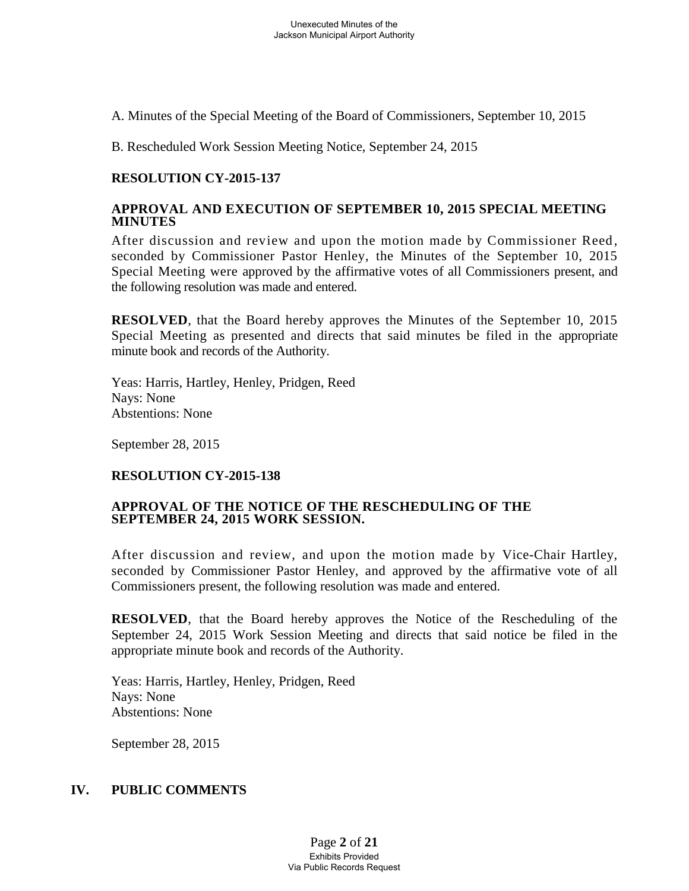A. Minutes of the Special Meeting of the Board of Commissioners, September 10, 2015

B. Rescheduled Work Session Meeting Notice, September 24, 2015

**RESOLUTION CY-2015-137**

**APPROVAL AND EXECUTION OF SEPTEMBER 10, 2015 SPECIAL MEETING MINUTES**

After discussion and review and upon the motion made by Commissioner Reed, seconded by Commissioner Pastor Henley, the Minutes of the September 10, 2015 Special Meeting were approved by the affirmative votes of all Commissioners present, and the following resolution was made and entered.

**RESOLVED**, that the Board hereby approves the Minutes of the September 10, 2015 Special Meeting as presented and directs that said minutes be filed in the appropriate minute book and records of the Authority.

Yeas: Harris, Hartley, Henley, Pridgen, Reed
Nays: None
Abstentions: None

September 28, 2015

**RESOLUTION CY-2015-138**

**APPROVAL OF THE NOTICE OF THE RESCHEDULING OF THE SEPTEMBER 24, 2015 WORK SESSION.**

After discussion and review, and upon the motion made by Vice-Chair Hartley, seconded by Commissioner Pastor Henley, and approved by the affirmative vote of all Commissioners present, the following resolution was made and entered.

**RESOLVED**, that the Board hereby approves the Notice of the Rescheduling of the September 24, 2015 Work Session Meeting and directs that said notice be filed in the appropriate minute book and records of the Authority.

Yeas: Harris, Hartley, Henley, Pridgen, Reed
Nays: None
Abstentions: None

September 28, 2015

## IV. PUBLIC COMMENTS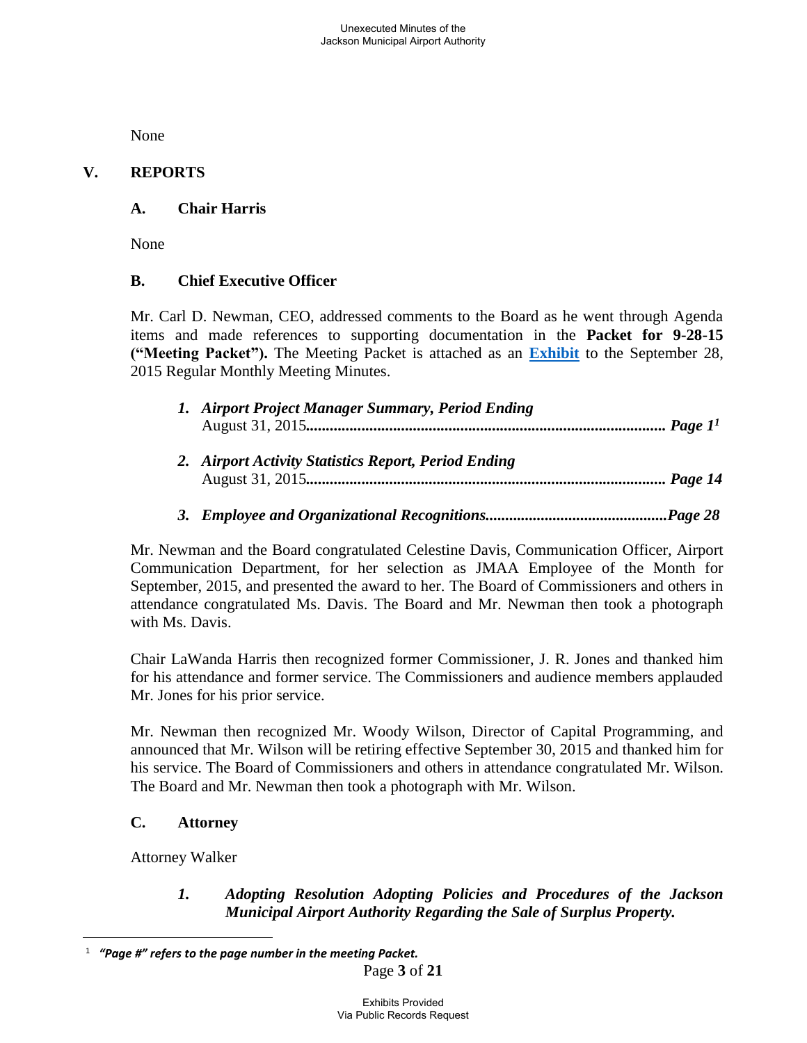None

## V. REPORTS

### A. Chair Harris

None

### B. Chief Executive Officer

Mr. Carl D. Newman, CEO, addressed comments to the Board as he went through Agenda items and made references to supporting documentation in the **Packet for 9-28-15 ("Meeting Packet").** The Meeting Packet is attached as an **Exhibit** to the September 28, 2015 Regular Monthly Meeting Minutes.

1. ***Airport Project Manager Summary, Period Ending*** August 31, 2015**.........................................................................................** ***Page 1***[1]

2. ***Airport Activity Statistics Report, Period Ending*** August 31, 2015**.........................................................................................** ***Page 14***

3. ***Employee and Organizational Recognitions.............................................Page 28***

Mr. Newman and the Board congratulated Celestine Davis, Communication Officer, Airport Communication Department, for her selection as JMAA Employee of the Month for September, 2015, and presented the award to her. The Board of Commissioners and others in attendance congratulated Ms. Davis. The Board and Mr. Newman then took a photograph with Ms. Davis.

Chair LaWanda Harris then recognized former Commissioner, J. R. Jones and thanked him for his attendance and former service. The Commissioners and audience members applauded Mr. Jones for his prior service.

Mr. Newman then recognized Mr. Woody Wilson, Director of Capital Programming, and announced that Mr. Wilson will be retiring effective September 30, 2015 and thanked him for his service. The Board of Commissioners and others in attendance congratulated Mr. Wilson. The Board and Mr. Newman then took a photograph with Mr. Wilson.

### C. Attorney

Attorney Walker

1. ***Adopting Resolution Adopting Policies and Procedures of the Jackson Municipal Airport Authority Regarding the Sale of Surplus Property.***

---

[1] ***"Page #" refers to the page number in the meeting Packet.***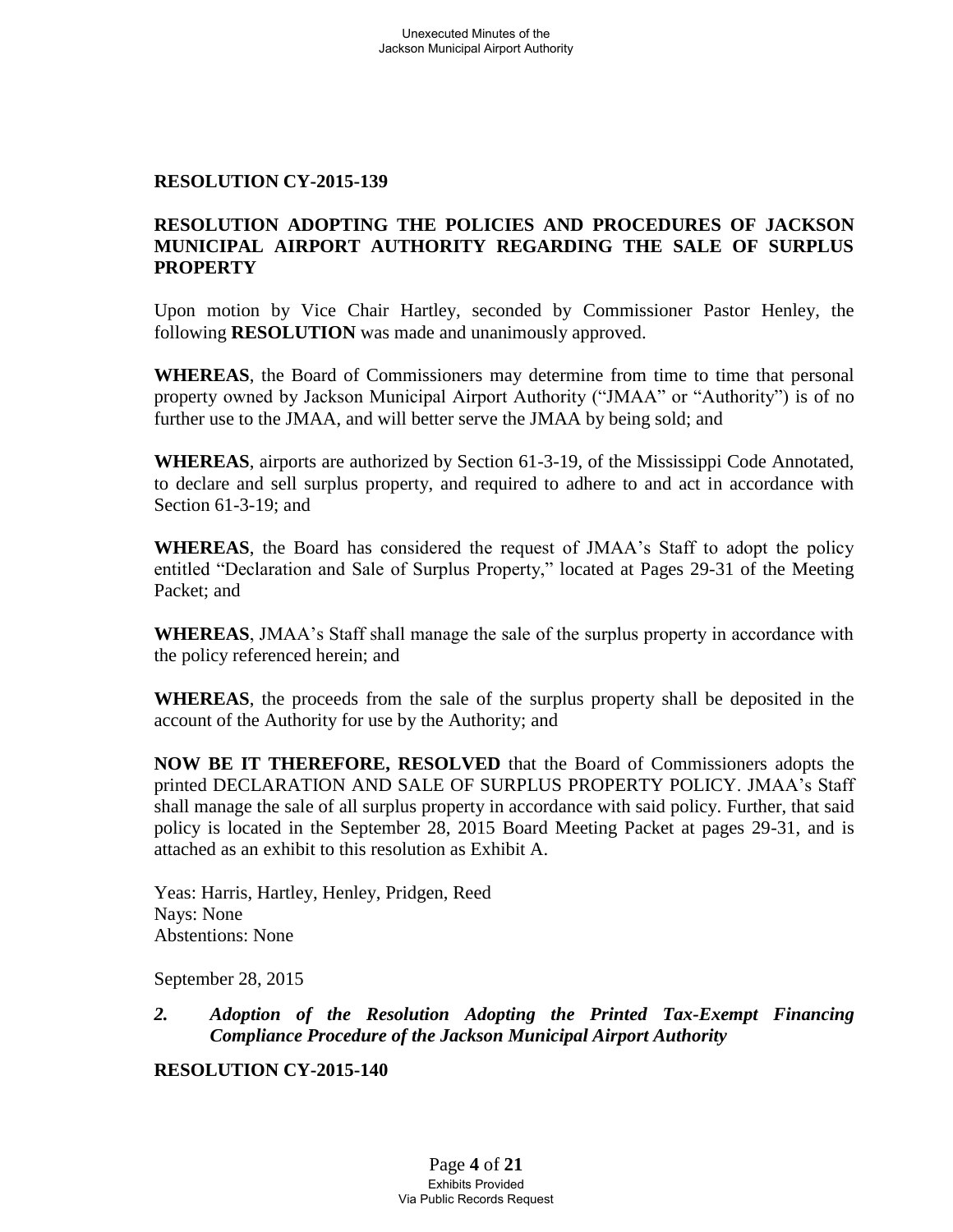**RESOLUTION CY-2015-139**

**RESOLUTION ADOPTING THE POLICIES AND PROCEDURES OF JACKSON MUNICIPAL AIRPORT AUTHORITY REGARDING THE SALE OF SURPLUS PROPERTY**

Upon motion by Vice Chair Hartley, seconded by Commissioner Pastor Henley, the following **RESOLUTION** was made and unanimously approved.

**WHEREAS**, the Board of Commissioners may determine from time to time that personal property owned by Jackson Municipal Airport Authority ("JMAA" or "Authority") is of no further use to the JMAA, and will better serve the JMAA by being sold; and

**WHEREAS**, airports are authorized by Section 61-3-19, of the Mississippi Code Annotated, to declare and sell surplus property, and required to adhere to and act in accordance with Section 61-3-19; and

**WHEREAS**, the Board has considered the request of JMAA's Staff to adopt the policy entitled "Declaration and Sale of Surplus Property," located at Pages 29-31 of the Meeting Packet; and

**WHEREAS**, JMAA's Staff shall manage the sale of the surplus property in accordance with the policy referenced herein; and

**WHEREAS**, the proceeds from the sale of the surplus property shall be deposited in the account of the Authority for use by the Authority; and

**NOW BE IT THEREFORE, RESOLVED** that the Board of Commissioners adopts the printed DECLARATION AND SALE OF SURPLUS PROPERTY POLICY. JMAA's Staff shall manage the sale of all surplus property in accordance with said policy. Further, that said policy is located in the September 28, 2015 Board Meeting Packet at pages 29-31, and is attached as an exhibit to this resolution as Exhibit A.

Yeas: Harris, Hartley, Henley, Pridgen, Reed
Nays: None
Abstentions: None

September 28, 2015

*2. **Adoption of the Resolution Adopting the Printed Tax-Exempt Financing Compliance Procedure of the Jackson Municipal Airport Authority***

**RESOLUTION CY-2015-140**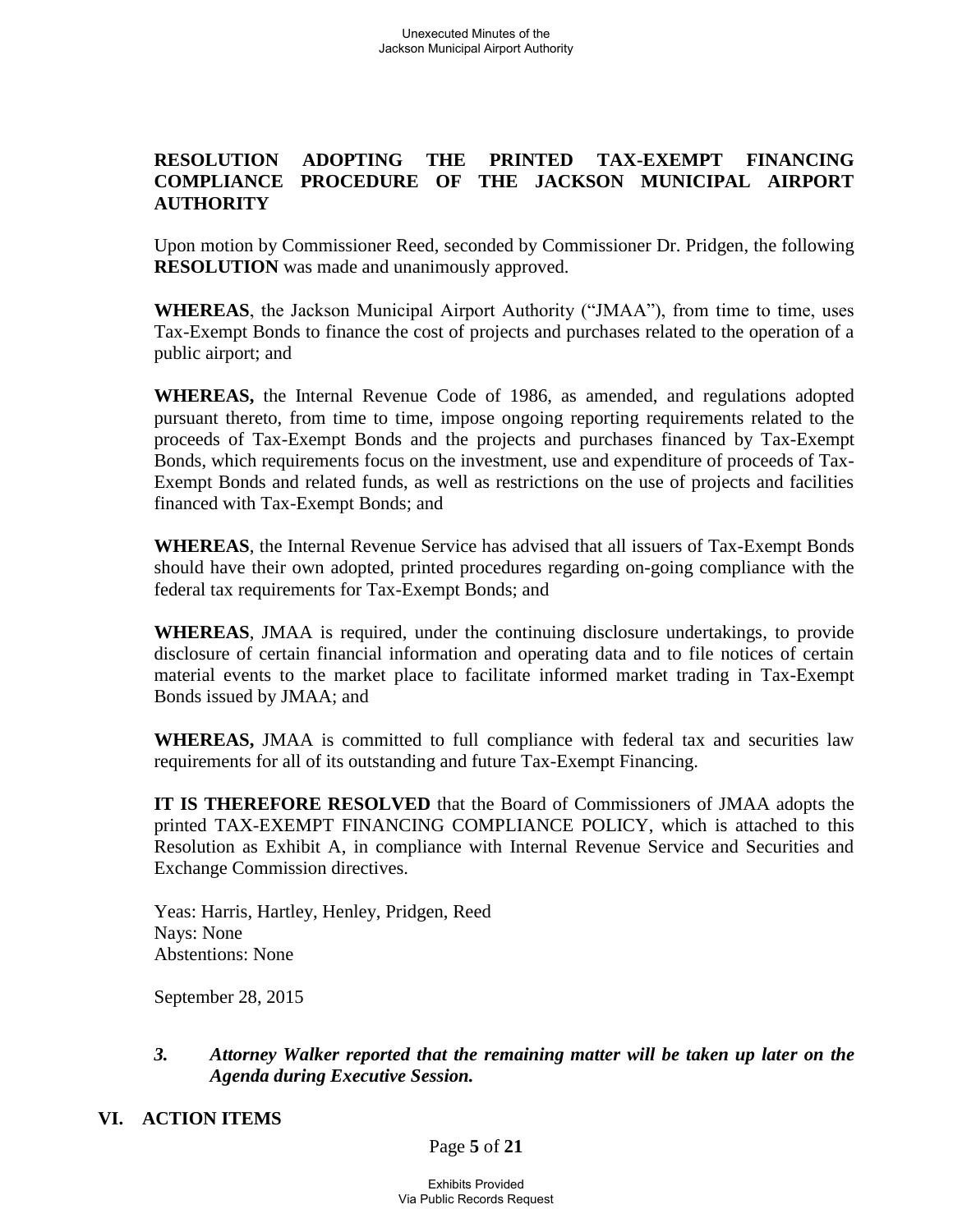**RESOLUTION ADOPTING THE PRINTED TAX-EXEMPT FINANCING COMPLIANCE PROCEDURE OF THE JACKSON MUNICIPAL AIRPORT AUTHORITY**

Upon motion by Commissioner Reed, seconded by Commissioner Dr. Pridgen, the following **RESOLUTION** was made and unanimously approved.

**WHEREAS**, the Jackson Municipal Airport Authority ("JMAA"), from time to time, uses Tax-Exempt Bonds to finance the cost of projects and purchases related to the operation of a public airport; and

**WHEREAS,** the Internal Revenue Code of 1986, as amended, and regulations adopted pursuant thereto, from time to time, impose ongoing reporting requirements related to the proceeds of Tax-Exempt Bonds and the projects and purchases financed by Tax-Exempt Bonds, which requirements focus on the investment, use and expenditure of proceeds of Tax-Exempt Bonds and related funds, as well as restrictions on the use of projects and facilities financed with Tax-Exempt Bonds; and

**WHEREAS**, the Internal Revenue Service has advised that all issuers of Tax-Exempt Bonds should have their own adopted, printed procedures regarding on-going compliance with the federal tax requirements for Tax-Exempt Bonds; and

**WHEREAS**, JMAA is required, under the continuing disclosure undertakings, to provide disclosure of certain financial information and operating data and to file notices of certain material events to the market place to facilitate informed market trading in Tax-Exempt Bonds issued by JMAA; and

**WHEREAS,** JMAA is committed to full compliance with federal tax and securities law requirements for all of its outstanding and future Tax-Exempt Financing.

**IT IS THEREFORE RESOLVED** that the Board of Commissioners of JMAA adopts the printed TAX-EXEMPT FINANCING COMPLIANCE POLICY, which is attached to this Resolution as Exhibit A, in compliance with Internal Revenue Service and Securities and Exchange Commission directives.

Yeas: Harris, Hartley, Henley, Pridgen, Reed
Nays: None
Abstentions: None

September 28, 2015

3. ***Attorney Walker reported that the remaining matter will be taken up later on the Agenda during Executive Session.***

## VI. ACTION ITEMS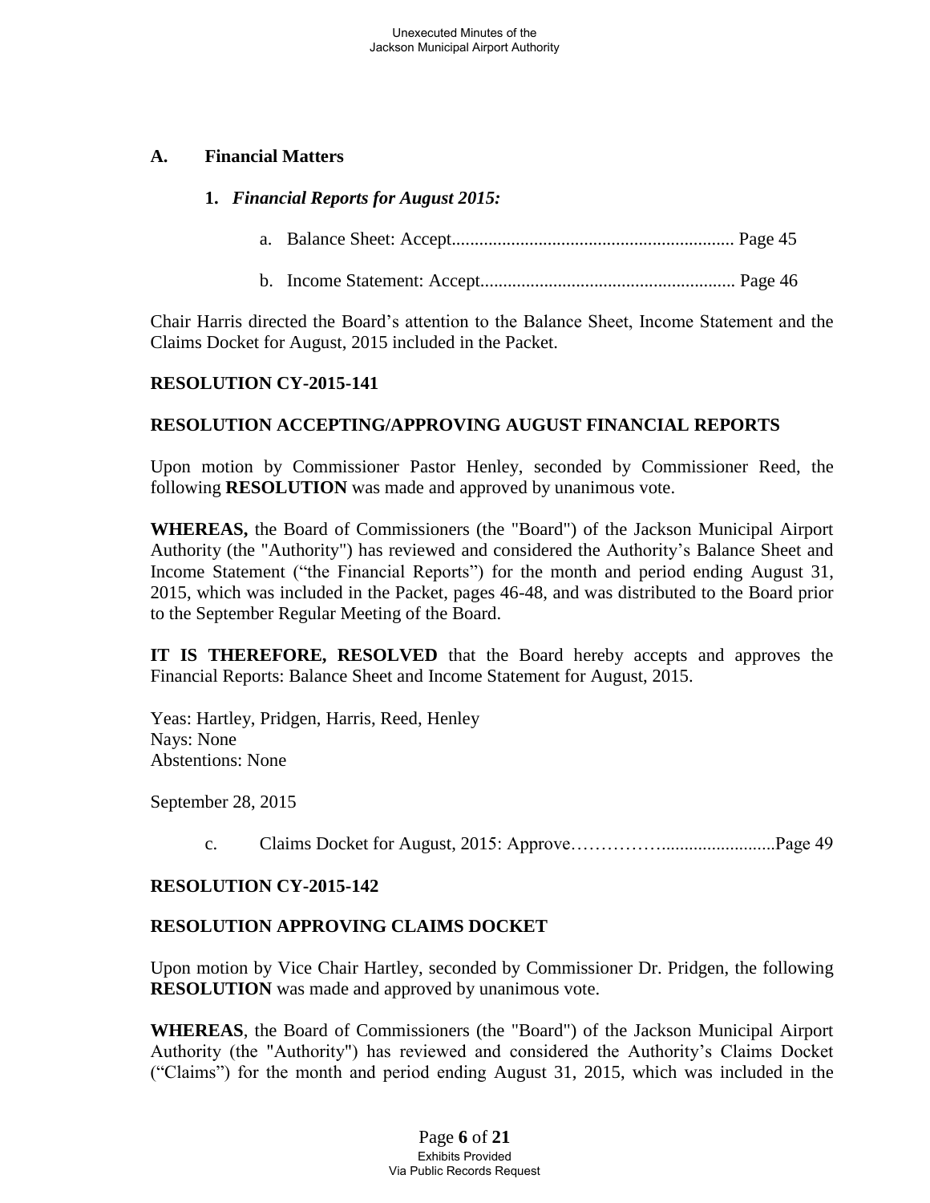## A. Financial Matters

### 1. *Financial Reports for August 2015:*

a. Balance Sheet: Accept............................................................ Page 45

b. Income Statement: Accept....................................................... Page 46

Chair Harris directed the Board's attention to the Balance Sheet, Income Statement and the Claims Docket for August, 2015 included in the Packet.

**RESOLUTION CY-2015-141**

**RESOLUTION ACCEPTING/APPROVING AUGUST FINANCIAL REPORTS**

Upon motion by Commissioner Pastor Henley, seconded by Commissioner Reed, the following **RESOLUTION** was made and approved by unanimous vote.

**WHEREAS,** the Board of Commissioners (the "Board") of the Jackson Municipal Airport Authority (the "Authority") has reviewed and considered the Authority's Balance Sheet and Income Statement ("the Financial Reports") for the month and period ending August 31, 2015, which was included in the Packet, pages 46-48, and was distributed to the Board prior to the September Regular Meeting of the Board.

**IT IS THEREFORE, RESOLVED** that the Board hereby accepts and approves the Financial Reports: Balance Sheet and Income Statement for August, 2015.

Yeas: Hartley, Pridgen, Harris, Reed, Henley
Nays: None
Abstentions: None

September 28, 2015

c. Claims Docket for August, 2015: Approve……………........................Page 49

**RESOLUTION CY-2015-142**

**RESOLUTION APPROVING CLAIMS DOCKET**

Upon motion by Vice Chair Hartley, seconded by Commissioner Dr. Pridgen, the following **RESOLUTION** was made and approved by unanimous vote.

**WHEREAS**, the Board of Commissioners (the "Board") of the Jackson Municipal Airport Authority (the "Authority") has reviewed and considered the Authority's Claims Docket ("Claims") for the month and period ending August 31, 2015, which was included in the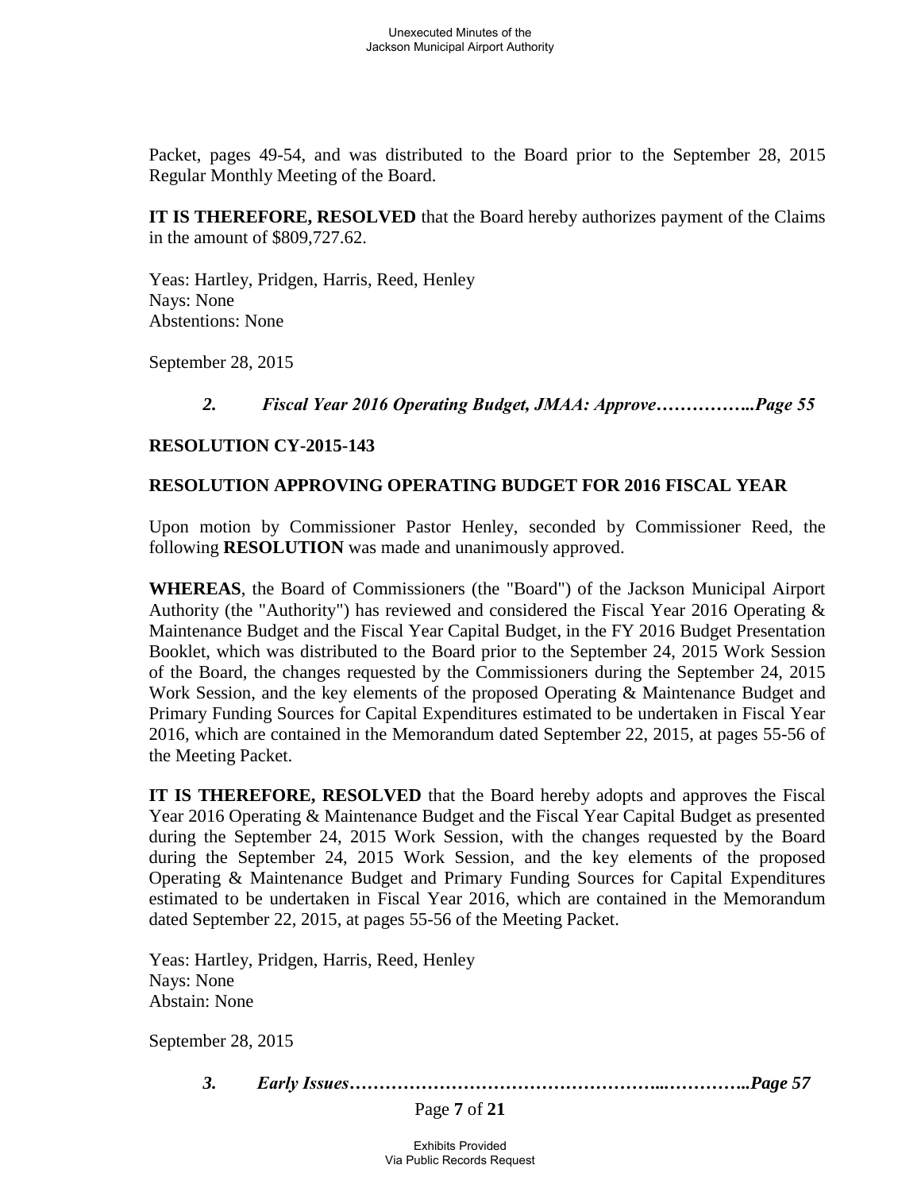Packet, pages 49-54, and was distributed to the Board prior to the September 28, 2015 Regular Monthly Meeting of the Board.

**IT IS THEREFORE, RESOLVED** that the Board hereby authorizes payment of the Claims in the amount of $809,727.62.

Yeas: Hartley, Pridgen, Harris, Reed, Henley
Nays: None
Abstentions: None

September 28, 2015

***2. Fiscal Year 2016 Operating Budget, JMAA: Approve……………..Page 55***

**RESOLUTION CY-2015-143**

**RESOLUTION APPROVING OPERATING BUDGET FOR 2016 FISCAL YEAR**

Upon motion by Commissioner Pastor Henley, seconded by Commissioner Reed, the following **RESOLUTION** was made and unanimously approved.

**WHEREAS**, the Board of Commissioners (the "Board") of the Jackson Municipal Airport Authority (the "Authority") has reviewed and considered the Fiscal Year 2016 Operating & Maintenance Budget and the Fiscal Year Capital Budget, in the FY 2016 Budget Presentation Booklet, which was distributed to the Board prior to the September 24, 2015 Work Session of the Board, the changes requested by the Commissioners during the September 24, 2015 Work Session, and the key elements of the proposed Operating & Maintenance Budget and Primary Funding Sources for Capital Expenditures estimated to be undertaken in Fiscal Year 2016, which are contained in the Memorandum dated September 22, 2015, at pages 55-56 of the Meeting Packet.

**IT IS THEREFORE, RESOLVED** that the Board hereby adopts and approves the Fiscal Year 2016 Operating & Maintenance Budget and the Fiscal Year Capital Budget as presented during the September 24, 2015 Work Session, with the changes requested by the Board during the September 24, 2015 Work Session, and the key elements of the proposed Operating & Maintenance Budget and Primary Funding Sources for Capital Expenditures estimated to be undertaken in Fiscal Year 2016, which are contained in the Memorandum dated September 22, 2015, at pages 55-56 of the Meeting Packet.

Yeas: Hartley, Pridgen, Harris, Reed, Henley
Nays: None
Abstain: None

September 28, 2015

***3. Early Issues……………………………………………...…………..Page 57***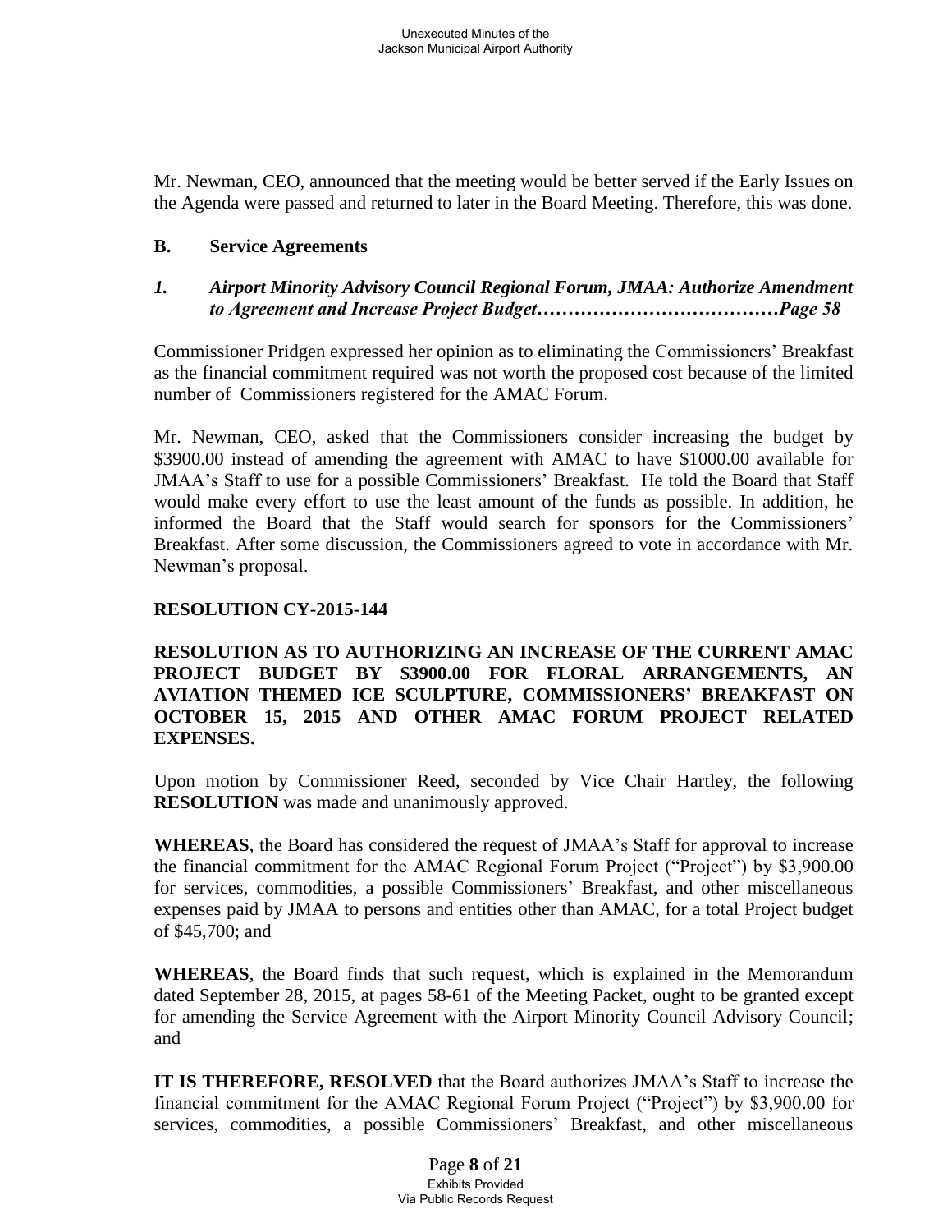Mr. Newman, CEO, announced that the meeting would be better served if the Early Issues on the Agenda were passed and returned to later in the Board Meeting. Therefore, this was done.

**B. Service Agreements**

***1. Airport Minority Advisory Council Regional Forum, JMAA: Authorize Amendment to Agreement and Increase Project Budget……………………………….Page 58***

Commissioner Pridgen expressed her opinion as to eliminating the Commissioners' Breakfast as the financial commitment required was not worth the proposed cost because of the limited number of Commissioners registered for the AMAC Forum.

Mr. Newman, CEO, asked that the Commissioners consider increasing the budget by $3900.00 instead of amending the agreement with AMAC to have $1000.00 available for JMAA's Staff to use for a possible Commissioners' Breakfast. He told the Board that Staff would make every effort to use the least amount of the funds as possible. In addition, he informed the Board that the Staff would search for sponsors for the Commissioners' Breakfast. After some discussion, the Commissioners agreed to vote in accordance with Mr. Newman's proposal.

**RESOLUTION CY-2015-144**

**RESOLUTION AS TO AUTHORIZING AN INCREASE OF THE CURRENT AMAC PROJECT BUDGET BY $3900.00 FOR FLORAL ARRANGEMENTS, AN AVIATION THEMED ICE SCULPTURE, COMMISSIONERS' BREAKFAST ON OCTOBER 15, 2015 AND OTHER AMAC FORUM PROJECT RELATED EXPENSES.**

Upon motion by Commissioner Reed, seconded by Vice Chair Hartley, the following **RESOLUTION** was made and unanimously approved.

**WHEREAS**, the Board has considered the request of JMAA's Staff for approval to increase the financial commitment for the AMAC Regional Forum Project ("Project") by $3,900.00 for services, commodities, a possible Commissioners' Breakfast, and other miscellaneous expenses paid by JMAA to persons and entities other than AMAC, for a total Project budget of $45,700; and

**WHEREAS**, the Board finds that such request, which is explained in the Memorandum dated September 28, 2015, at pages 58-61 of the Meeting Packet, ought to be granted except for amending the Service Agreement with the Airport Minority Council Advisory Council; and

**IT IS THEREFORE, RESOLVED** that the Board authorizes JMAA's Staff to increase the financial commitment for the AMAC Regional Forum Project ("Project") by $3,900.00 for services, commodities, a possible Commissioners' Breakfast, and other miscellaneous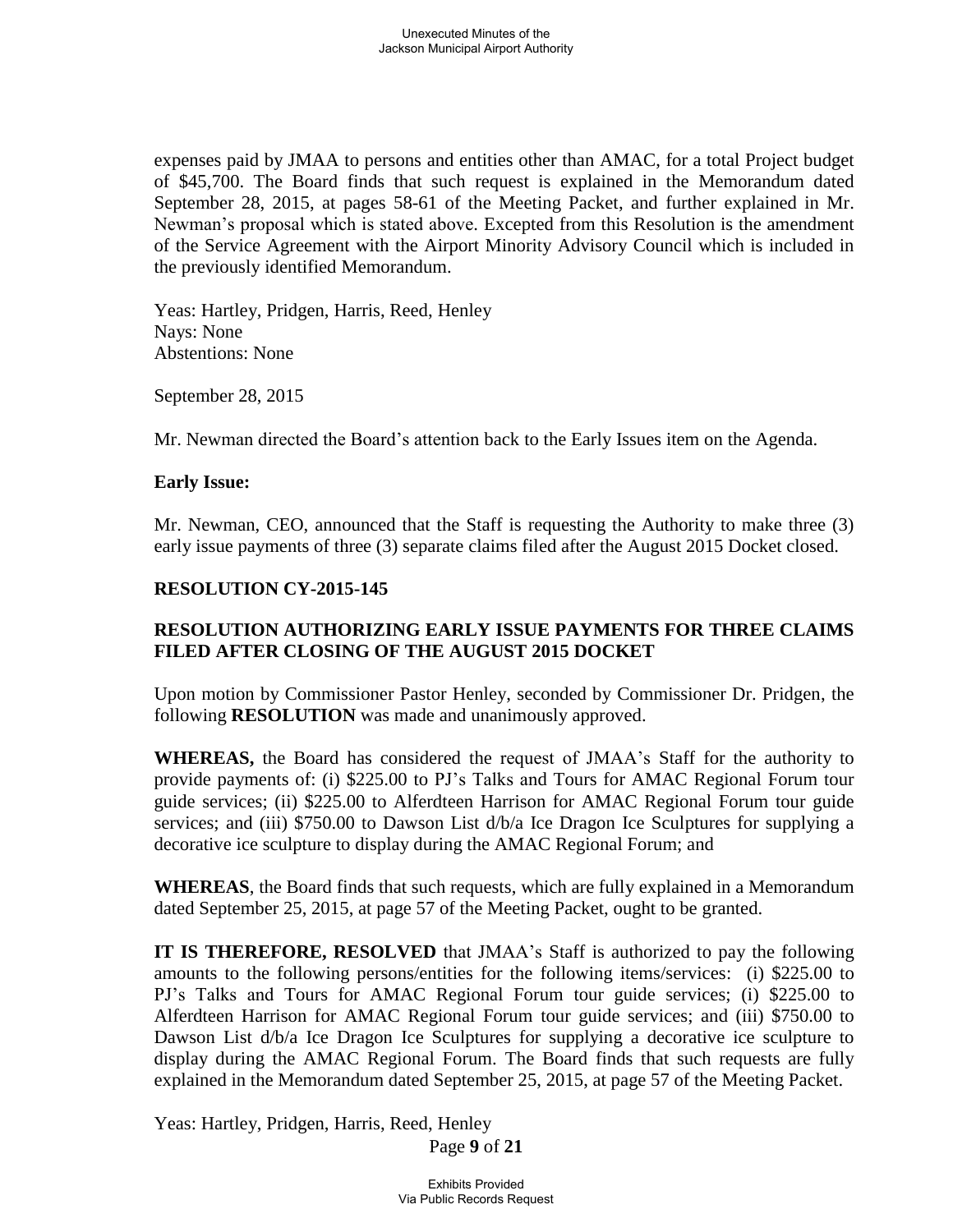expenses paid by JMAA to persons and entities other than AMAC, for a total Project budget of $45,700. The Board finds that such request is explained in the Memorandum dated September 28, 2015, at pages 58-61 of the Meeting Packet, and further explained in Mr. Newman's proposal which is stated above. Excepted from this Resolution is the amendment of the Service Agreement with the Airport Minority Advisory Council which is included in the previously identified Memorandum.

Yeas: Hartley, Pridgen, Harris, Reed, Henley
Nays: None
Abstentions: None

September 28, 2015

Mr. Newman directed the Board's attention back to the Early Issues item on the Agenda.

**Early Issue:**

Mr. Newman, CEO, announced that the Staff is requesting the Authority to make three (3) early issue payments of three (3) separate claims filed after the August 2015 Docket closed.

**RESOLUTION CY-2015-145**

**RESOLUTION AUTHORIZING EARLY ISSUE PAYMENTS FOR THREE CLAIMS FILED AFTER CLOSING OF THE AUGUST 2015 DOCKET**

Upon motion by Commissioner Pastor Henley, seconded by Commissioner Dr. Pridgen, the following **RESOLUTION** was made and unanimously approved.

**WHEREAS,** the Board has considered the request of JMAA's Staff for the authority to provide payments of: (i) $225.00 to PJ's Talks and Tours for AMAC Regional Forum tour guide services; (ii) $225.00 to Alferdteen Harrison for AMAC Regional Forum tour guide services; and (iii) $750.00 to Dawson List d/b/a Ice Dragon Ice Sculptures for supplying a decorative ice sculpture to display during the AMAC Regional Forum; and

**WHEREAS**, the Board finds that such requests, which are fully explained in a Memorandum dated September 25, 2015, at page 57 of the Meeting Packet, ought to be granted.

**IT IS THEREFORE, RESOLVED** that JMAA's Staff is authorized to pay the following amounts to the following persons/entities for the following items/services: (i) $225.00 to PJ's Talks and Tours for AMAC Regional Forum tour guide services; (i) $225.00 to Alferdteen Harrison for AMAC Regional Forum tour guide services; and (iii) $750.00 to Dawson List d/b/a Ice Dragon Ice Sculptures for supplying a decorative ice sculpture to display during the AMAC Regional Forum. The Board finds that such requests are fully explained in the Memorandum dated September 25, 2015, at page 57 of the Meeting Packet.

Yeas: Hartley, Pridgen, Harris, Reed, Henley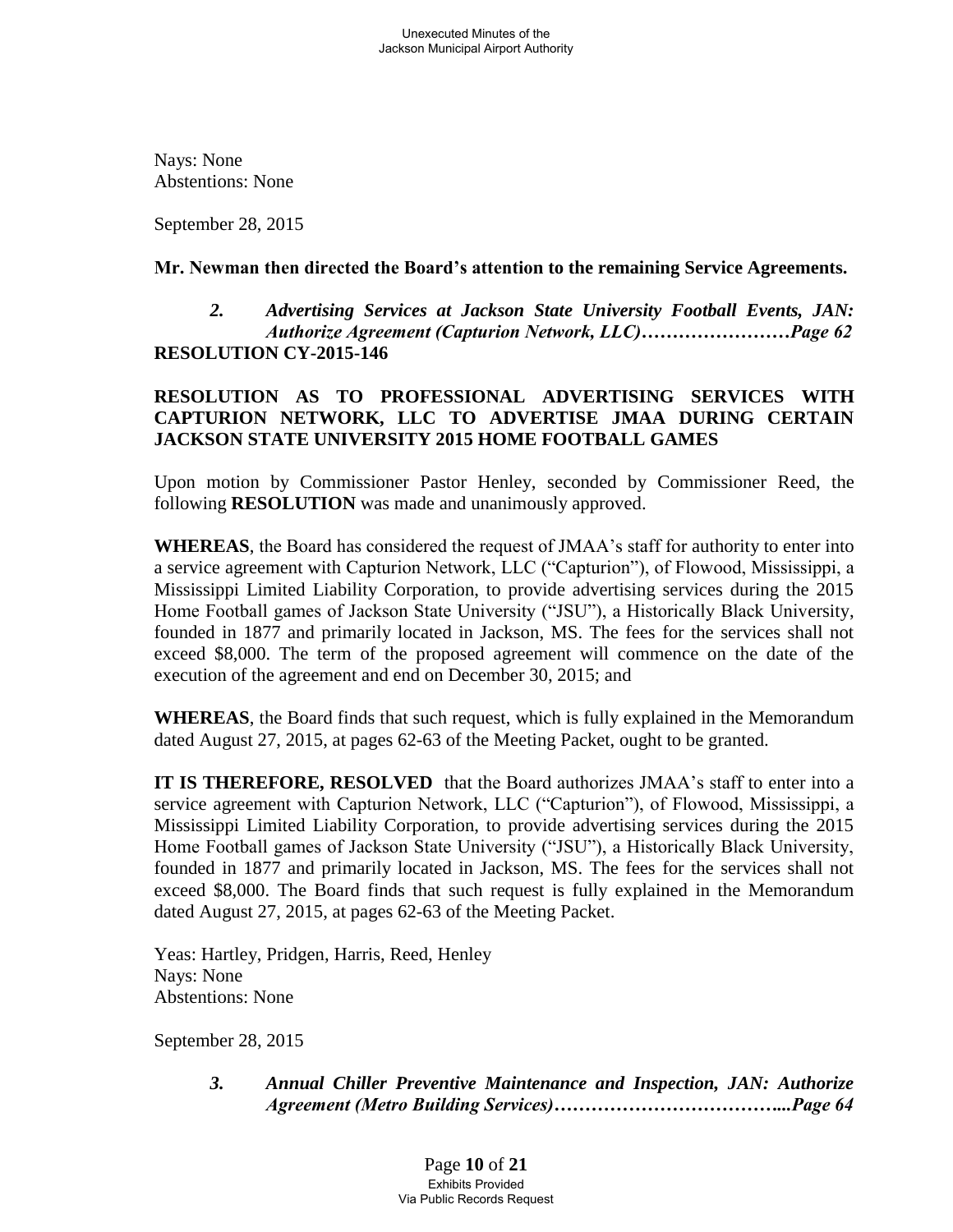Nays: None
Abstentions: None

September 28, 2015

**Mr. Newman then directed the Board's attention to the remaining Service Agreements.**

> ***2. Advertising Services at Jackson State University Football Events, JAN: Authorize Agreement (Capturion Network, LLC)……………………Page 62***

**RESOLUTION CY-2015-146**

**RESOLUTION AS TO PROFESSIONAL ADVERTISING SERVICES WITH CAPTURION NETWORK, LLC TO ADVERTISE JMAA DURING CERTAIN JACKSON STATE UNIVERSITY 2015 HOME FOOTBALL GAMES**

Upon motion by Commissioner Pastor Henley, seconded by Commissioner Reed, the following **RESOLUTION** was made and unanimously approved.

**WHEREAS**, the Board has considered the request of JMAA's staff for authority to enter into a service agreement with Capturion Network, LLC ("Capturion"), of Flowood, Mississippi, a Mississippi Limited Liability Corporation, to provide advertising services during the 2015 Home Football games of Jackson State University ("JSU"), a Historically Black University, founded in 1877 and primarily located in Jackson, MS. The fees for the services shall not exceed $8,000. The term of the proposed agreement will commence on the date of the execution of the agreement and end on December 30, 2015; and

**WHEREAS**, the Board finds that such request, which is fully explained in the Memorandum dated August 27, 2015, at pages 62-63 of the Meeting Packet, ought to be granted.

**IT IS THEREFORE, RESOLVED** that the Board authorizes JMAA's staff to enter into a service agreement with Capturion Network, LLC ("Capturion"), of Flowood, Mississippi, a Mississippi Limited Liability Corporation, to provide advertising services during the 2015 Home Football games of Jackson State University ("JSU"), a Historically Black University, founded in 1877 and primarily located in Jackson, MS. The fees for the services shall not exceed $8,000. The Board finds that such request is fully explained in the Memorandum dated August 27, 2015, at pages 62-63 of the Meeting Packet.

Yeas: Hartley, Pridgen, Harris, Reed, Henley
Nays: None
Abstentions: None

September 28, 2015

> ***3. Annual Chiller Preventive Maintenance and Inspection, JAN: Authorize Agreement (Metro Building Services)………………………………...Page 64***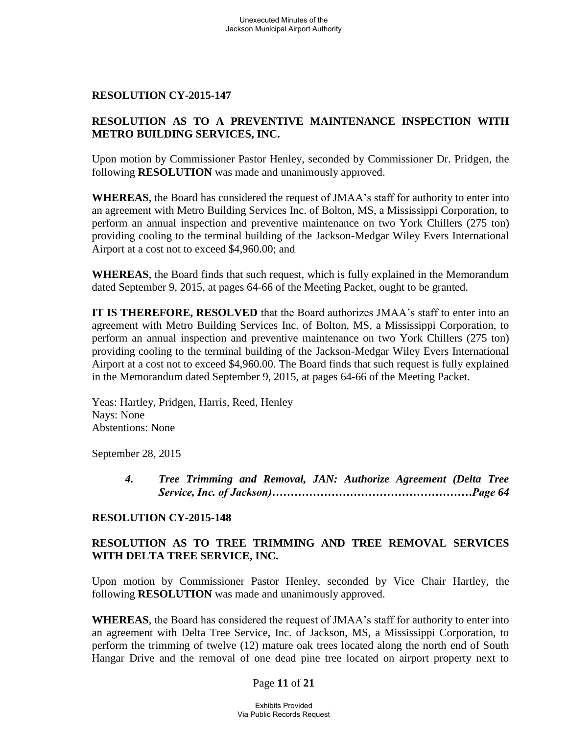**RESOLUTION CY-2015-147**

**RESOLUTION AS TO A PREVENTIVE MAINTENANCE INSPECTION WITH METRO BUILDING SERVICES, INC.**

Upon motion by Commissioner Pastor Henley, seconded by Commissioner Dr. Pridgen, the following **RESOLUTION** was made and unanimously approved.

**WHEREAS**, the Board has considered the request of JMAA's staff for authority to enter into an agreement with Metro Building Services Inc. of Bolton, MS, a Mississippi Corporation, to perform an annual inspection and preventive maintenance on two York Chillers (275 ton) providing cooling to the terminal building of the Jackson-Medgar Wiley Evers International Airport at a cost not to exceed $4,960.00; and

**WHEREAS**, the Board finds that such request, which is fully explained in the Memorandum dated September 9, 2015, at pages 64-66 of the Meeting Packet, ought to be granted.

**IT IS THEREFORE, RESOLVED** that the Board authorizes JMAA's staff to enter into an agreement with Metro Building Services Inc. of Bolton, MS, a Mississippi Corporation, to perform an annual inspection and preventive maintenance on two York Chillers (275 ton) providing cooling to the terminal building of the Jackson-Medgar Wiley Evers International Airport at a cost not to exceed $4,960.00. The Board finds that such request is fully explained in the Memorandum dated September 9, 2015, at pages 64-66 of the Meeting Packet.

Yeas: Hartley, Pridgen, Harris, Reed, Henley
Nays: None
Abstentions: None

September 28, 2015

*4. **Tree Trimming and Removal, JAN: Authorize Agreement (Delta Tree Service, Inc. of Jackson)………………………………………………Page 64***

**RESOLUTION CY-2015-148**

**RESOLUTION AS TO TREE TRIMMING AND TREE REMOVAL SERVICES WITH DELTA TREE SERVICE, INC.**

Upon motion by Commissioner Pastor Henley, seconded by Vice Chair Hartley, the following **RESOLUTION** was made and unanimously approved.

**WHEREAS**, the Board has considered the request of JMAA's staff for authority to enter into an agreement with Delta Tree Service, Inc. of Jackson, MS, a Mississippi Corporation, to perform the trimming of twelve (12) mature oak trees located along the north end of South Hangar Drive and the removal of one dead pine tree located on airport property next to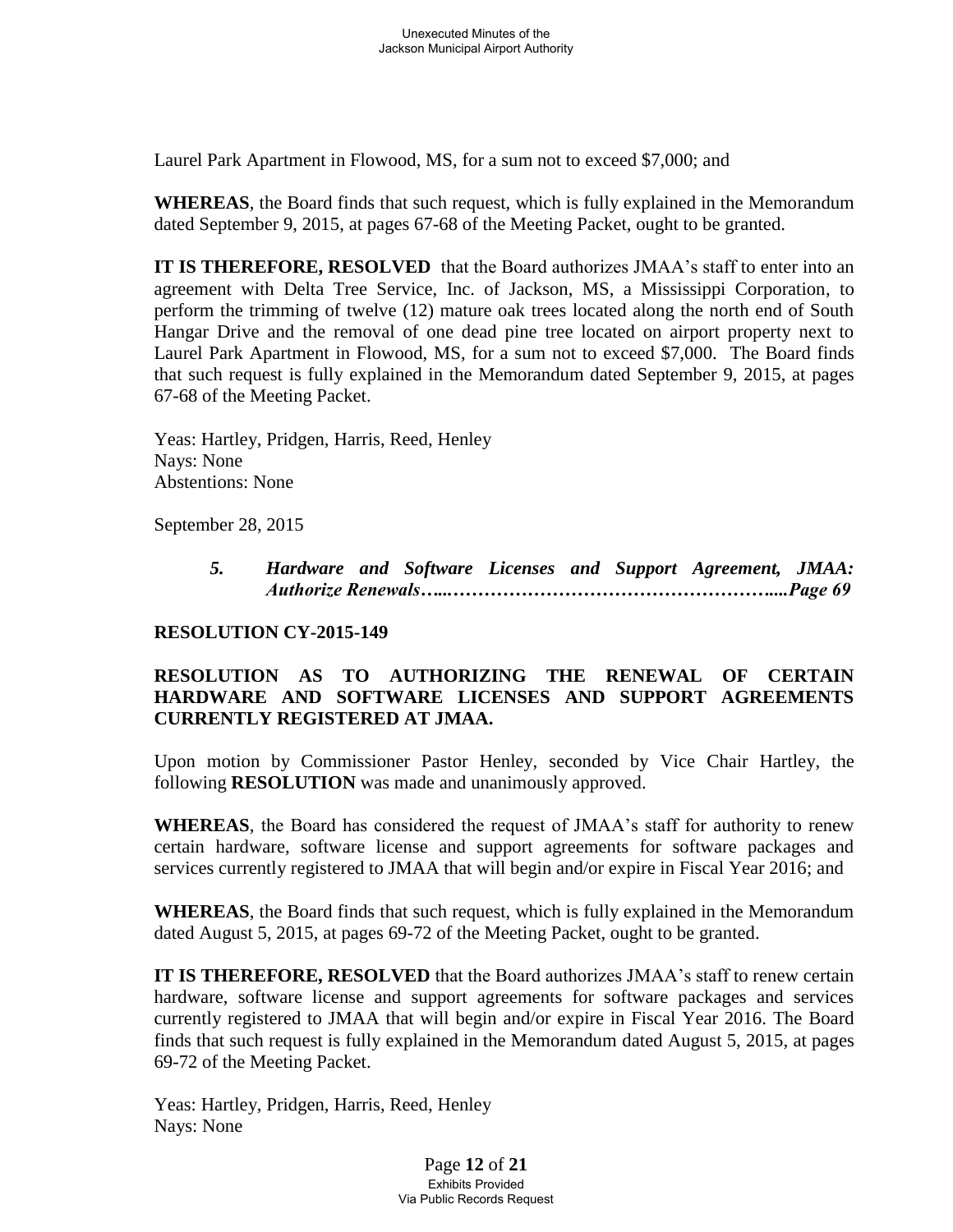Laurel Park Apartment in Flowood, MS, for a sum not to exceed $7,000; and

**WHEREAS**, the Board finds that such request, which is fully explained in the Memorandum dated September 9, 2015, at pages 67-68 of the Meeting Packet, ought to be granted.

**IT IS THEREFORE, RESOLVED** that the Board authorizes JMAA's staff to enter into an agreement with Delta Tree Service, Inc. of Jackson, MS, a Mississippi Corporation, to perform the trimming of twelve (12) mature oak trees located along the north end of South Hangar Drive and the removal of one dead pine tree located on airport property next to Laurel Park Apartment in Flowood, MS, for a sum not to exceed $7,000. The Board finds that such request is fully explained in the Memorandum dated September 9, 2015, at pages 67-68 of the Meeting Packet.

Yeas: Hartley, Pridgen, Harris, Reed, Henley
Nays: None
Abstentions: None

September 28, 2015

> ***5. Hardware and Software Licenses and Support Agreement, JMAA: Authorize Renewals…..……………………………………………....Page 69***

**RESOLUTION CY-2015-149**

**RESOLUTION AS TO AUTHORIZING THE RENEWAL OF CERTAIN HARDWARE AND SOFTWARE LICENSES AND SUPPORT AGREEMENTS CURRENTLY REGISTERED AT JMAA.**

Upon motion by Commissioner Pastor Henley, seconded by Vice Chair Hartley, the following **RESOLUTION** was made and unanimously approved.

**WHEREAS**, the Board has considered the request of JMAA's staff for authority to renew certain hardware, software license and support agreements for software packages and services currently registered to JMAA that will begin and/or expire in Fiscal Year 2016; and

**WHEREAS**, the Board finds that such request, which is fully explained in the Memorandum dated August 5, 2015, at pages 69-72 of the Meeting Packet, ought to be granted.

**IT IS THEREFORE, RESOLVED** that the Board authorizes JMAA's staff to renew certain hardware, software license and support agreements for software packages and services currently registered to JMAA that will begin and/or expire in Fiscal Year 2016. The Board finds that such request is fully explained in the Memorandum dated August 5, 2015, at pages 69-72 of the Meeting Packet.

Yeas: Hartley, Pridgen, Harris, Reed, Henley
Nays: None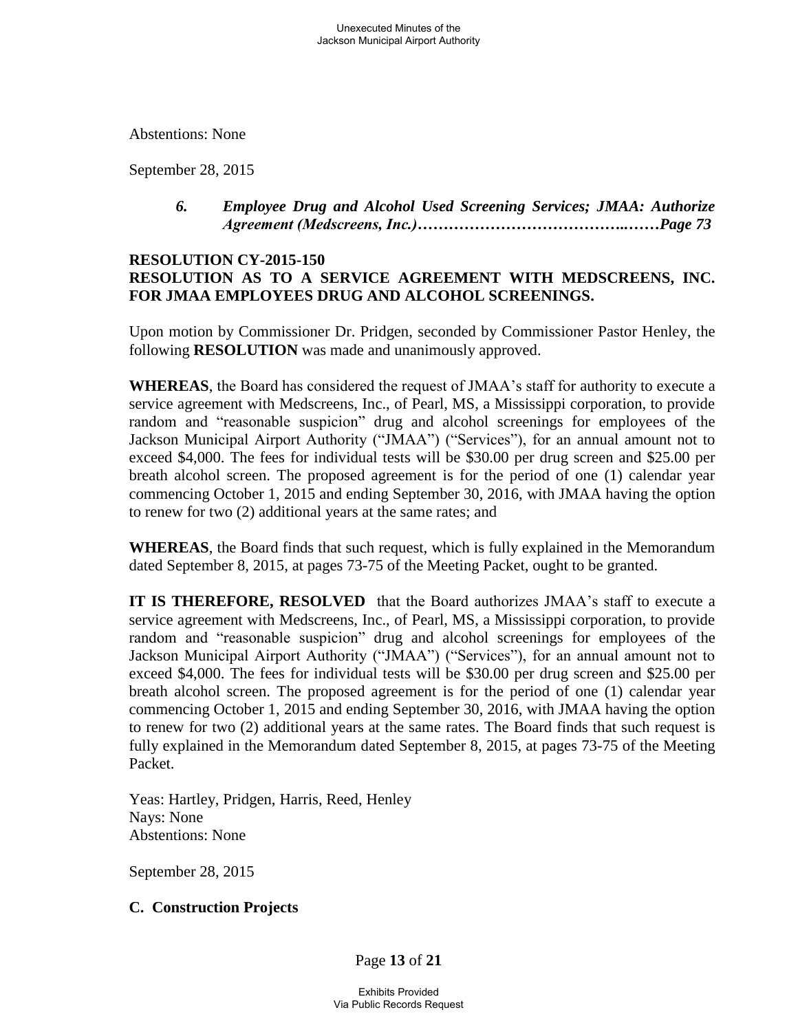Abstentions: None

September 28, 2015

> ***6. Employee Drug and Alcohol Used Screening Services; JMAA: Authorize Agreement (Medscreens, Inc.)……………………………………..……Page 73***

**RESOLUTION CY-2015-150**
**RESOLUTION AS TO A SERVICE AGREEMENT WITH MEDSCREENS, INC. FOR JMAA EMPLOYEES DRUG AND ALCOHOL SCREENINGS.**

Upon motion by Commissioner Dr. Pridgen, seconded by Commissioner Pastor Henley, the following **RESOLUTION** was made and unanimously approved.

**WHEREAS**, the Board has considered the request of JMAA's staff for authority to execute a service agreement with Medscreens, Inc., of Pearl, MS, a Mississippi corporation, to provide random and "reasonable suspicion" drug and alcohol screenings for employees of the Jackson Municipal Airport Authority ("JMAA") ("Services"), for an annual amount not to exceed $4,000. The fees for individual tests will be $30.00 per drug screen and $25.00 per breath alcohol screen. The proposed agreement is for the period of one (1) calendar year commencing October 1, 2015 and ending September 30, 2016, with JMAA having the option to renew for two (2) additional years at the same rates; and

**WHEREAS**, the Board finds that such request, which is fully explained in the Memorandum dated September 8, 2015, at pages 73-75 of the Meeting Packet, ought to be granted.

**IT IS THEREFORE, RESOLVED** that the Board authorizes JMAA's staff to execute a service agreement with Medscreens, Inc., of Pearl, MS, a Mississippi corporation, to provide random and "reasonable suspicion" drug and alcohol screenings for employees of the Jackson Municipal Airport Authority ("JMAA") ("Services"), for an annual amount not to exceed $4,000. The fees for individual tests will be $30.00 per drug screen and $25.00 per breath alcohol screen. The proposed agreement is for the period of one (1) calendar year commencing October 1, 2015 and ending September 30, 2016, with JMAA having the option to renew for two (2) additional years at the same rates. The Board finds that such request is fully explained in the Memorandum dated September 8, 2015, at pages 73-75 of the Meeting Packet.

Yeas: Hartley, Pridgen, Harris, Reed, Henley
Nays: None
Abstentions: None

September 28, 2015

**C. Construction Projects**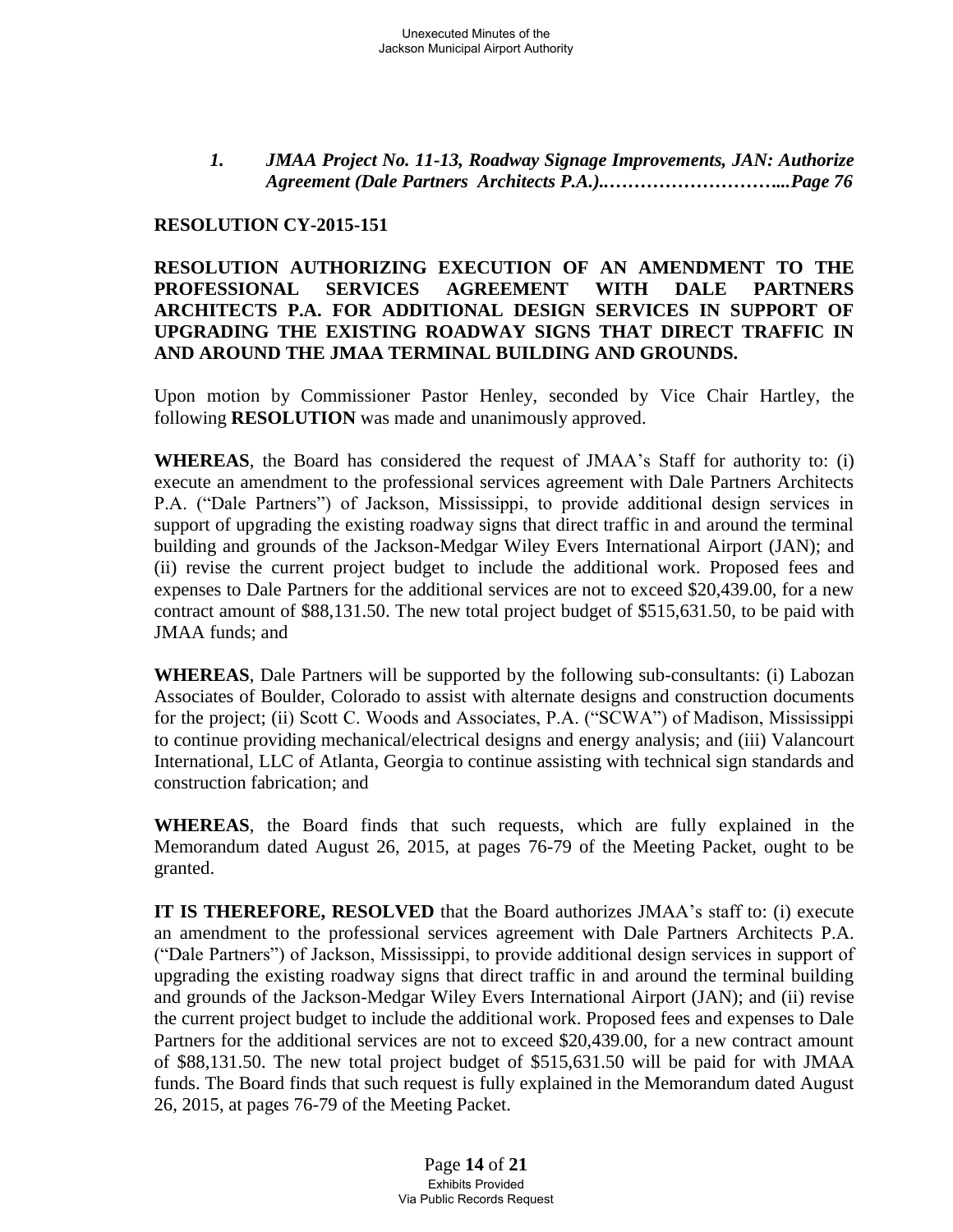***1. JMAA Project No. 11-13, Roadway Signage Improvements, JAN: Authorize Agreement (Dale Partners Architects P.A.)...............................Page 76***

**RESOLUTION CY-2015-151**

**RESOLUTION AUTHORIZING EXECUTION OF AN AMENDMENT TO THE PROFESSIONAL SERVICES AGREEMENT WITH DALE PARTNERS ARCHITECTS P.A. FOR ADDITIONAL DESIGN SERVICES IN SUPPORT OF UPGRADING THE EXISTING ROADWAY SIGNS THAT DIRECT TRAFFIC IN AND AROUND THE JMAA TERMINAL BUILDING AND GROUNDS.**

Upon motion by Commissioner Pastor Henley, seconded by Vice Chair Hartley, the following **RESOLUTION** was made and unanimously approved.

**WHEREAS**, the Board has considered the request of JMAA's Staff for authority to: (i) execute an amendment to the professional services agreement with Dale Partners Architects P.A. ("Dale Partners") of Jackson, Mississippi, to provide additional design services in support of upgrading the existing roadway signs that direct traffic in and around the terminal building and grounds of the Jackson-Medgar Wiley Evers International Airport (JAN); and (ii) revise the current project budget to include the additional work. Proposed fees and expenses to Dale Partners for the additional services are not to exceed $20,439.00, for a new contract amount of $88,131.50. The new total project budget of $515,631.50, to be paid with JMAA funds; and

**WHEREAS**, Dale Partners will be supported by the following sub-consultants: (i) Labozan Associates of Boulder, Colorado to assist with alternate designs and construction documents for the project; (ii) Scott C. Woods and Associates, P.A. ("SCWA") of Madison, Mississippi to continue providing mechanical/electrical designs and energy analysis; and (iii) Valancourt International, LLC of Atlanta, Georgia to continue assisting with technical sign standards and construction fabrication; and

**WHEREAS**, the Board finds that such requests, which are fully explained in the Memorandum dated August 26, 2015, at pages 76-79 of the Meeting Packet, ought to be granted.

**IT IS THEREFORE, RESOLVED** that the Board authorizes JMAA's staff to: (i) execute an amendment to the professional services agreement with Dale Partners Architects P.A. ("Dale Partners") of Jackson, Mississippi, to provide additional design services in support of upgrading the existing roadway signs that direct traffic in and around the terminal building and grounds of the Jackson-Medgar Wiley Evers International Airport (JAN); and (ii) revise the current project budget to include the additional work. Proposed fees and expenses to Dale Partners for the additional services are not to exceed $20,439.00, for a new contract amount of $88,131.50. The new total project budget of $515,631.50 will be paid for with JMAA funds. The Board finds that such request is fully explained in the Memorandum dated August 26, 2015, at pages 76-79 of the Meeting Packet.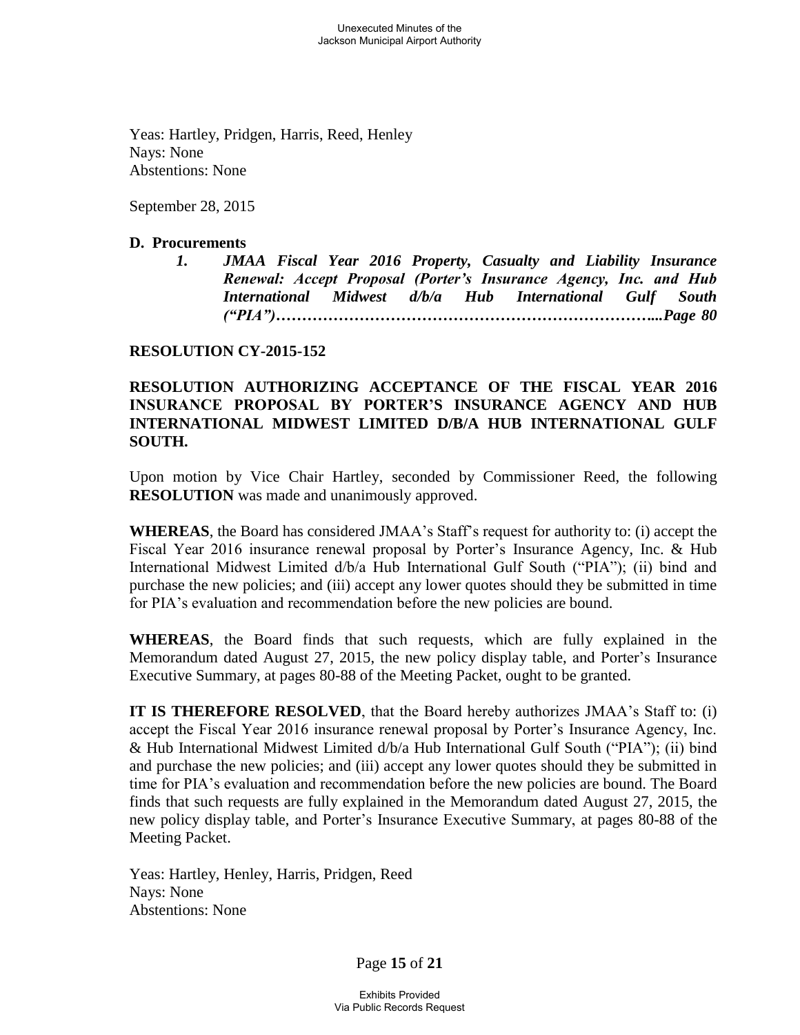Yeas: Hartley, Pridgen, Harris, Reed, Henley
Nays: None
Abstentions: None

September 28, 2015

### D. Procurements

1. ***JMAA Fiscal Year 2016 Property, Casualty and Liability Insurance Renewal: Accept Proposal (Porter's Insurance Agency, Inc. and Hub International Midwest d/b/a Hub International Gulf South ("PIA")……………………………………………………………...Page 80***

**RESOLUTION CY-2015-152**

**RESOLUTION AUTHORIZING ACCEPTANCE OF THE FISCAL YEAR 2016 INSURANCE PROPOSAL BY PORTER'S INSURANCE AGENCY AND HUB INTERNATIONAL MIDWEST LIMITED D/B/A HUB INTERNATIONAL GULF SOUTH.**

Upon motion by Vice Chair Hartley, seconded by Commissioner Reed, the following **RESOLUTION** was made and unanimously approved.

**WHEREAS**, the Board has considered JMAA's Staff's request for authority to: (i) accept the Fiscal Year 2016 insurance renewal proposal by Porter's Insurance Agency, Inc. & Hub International Midwest Limited d/b/a Hub International Gulf South ("PIA"); (ii) bind and purchase the new policies; and (iii) accept any lower quotes should they be submitted in time for PIA's evaluation and recommendation before the new policies are bound.

**WHEREAS**, the Board finds that such requests, which are fully explained in the Memorandum dated August 27, 2015, the new policy display table, and Porter's Insurance Executive Summary, at pages 80-88 of the Meeting Packet, ought to be granted.

**IT IS THEREFORE RESOLVED**, that the Board hereby authorizes JMAA's Staff to: (i) accept the Fiscal Year 2016 insurance renewal proposal by Porter's Insurance Agency, Inc. & Hub International Midwest Limited d/b/a Hub International Gulf South ("PIA"); (ii) bind and purchase the new policies; and (iii) accept any lower quotes should they be submitted in time for PIA's evaluation and recommendation before the new policies are bound. The Board finds that such requests are fully explained in the Memorandum dated August 27, 2015, the new policy display table, and Porter's Insurance Executive Summary, at pages 80-88 of the Meeting Packet.

Yeas: Hartley, Henley, Harris, Pridgen, Reed
Nays: None
Abstentions: None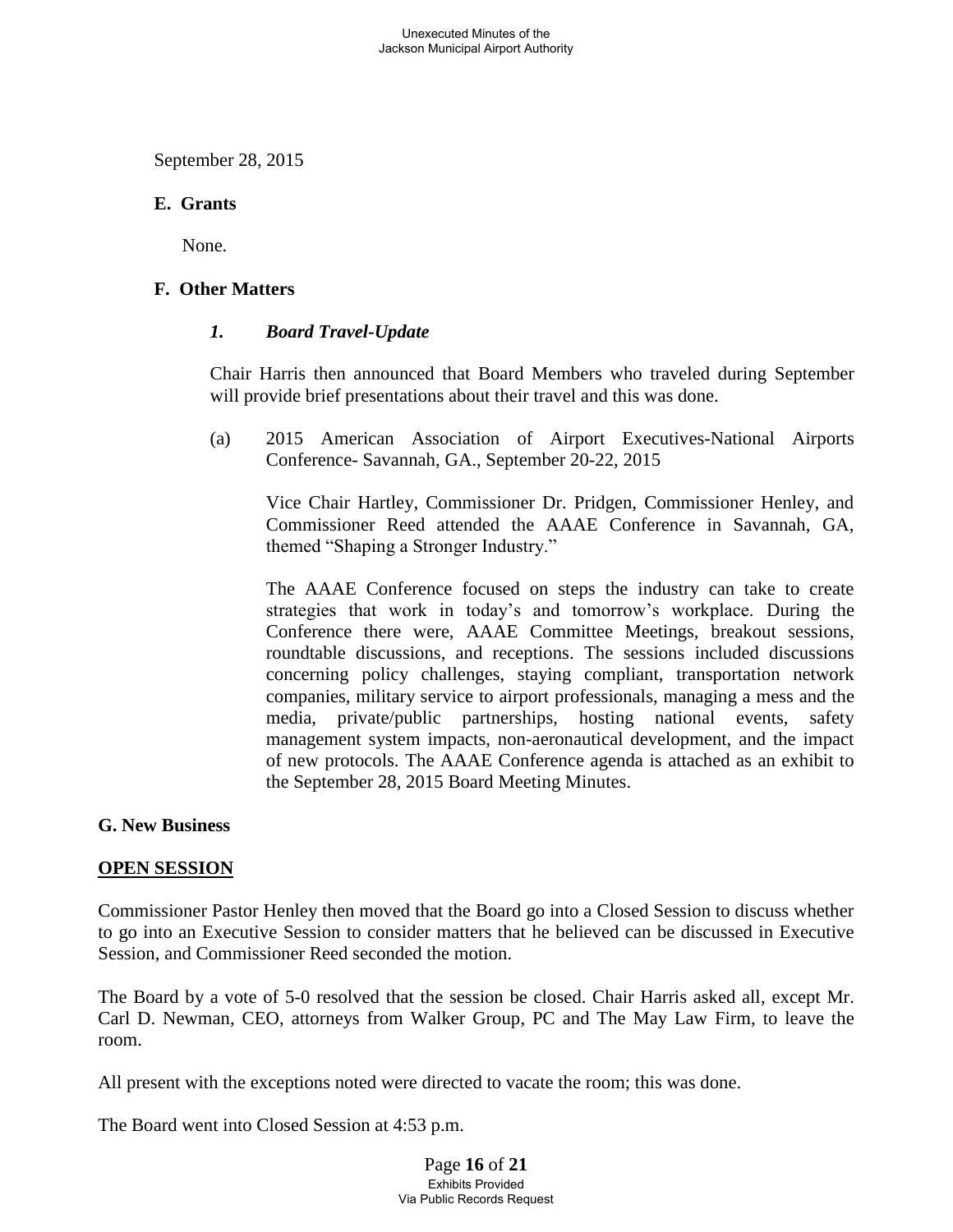September 28, 2015

**E. Grants**

None.

**F. Other Matters**

***1. Board Travel-Update***

Chair Harris then announced that Board Members who traveled during September will provide brief presentations about their travel and this was done.

(a) 2015 American Association of Airport Executives-National Airports Conference- Savannah, GA., September 20-22, 2015

Vice Chair Hartley, Commissioner Dr. Pridgen, Commissioner Henley, and Commissioner Reed attended the AAAE Conference in Savannah, GA, themed "Shaping a Stronger Industry."

The AAAE Conference focused on steps the industry can take to create strategies that work in today's and tomorrow's workplace. During the Conference there were, AAAE Committee Meetings, breakout sessions, roundtable discussions, and receptions. The sessions included discussions concerning policy challenges, staying compliant, transportation network companies, military service to airport professionals, managing a mess and the media, private/public partnerships, hosting national events, safety management system impacts, non-aeronautical development, and the impact of new protocols. The AAAE Conference agenda is attached as an exhibit to the September 28, 2015 Board Meeting Minutes.

**G. New Business**

**<u>OPEN SESSION</u>**

Commissioner Pastor Henley then moved that the Board go into a Closed Session to discuss whether to go into an Executive Session to consider matters that he believed can be discussed in Executive Session, and Commissioner Reed seconded the motion.

The Board by a vote of 5-0 resolved that the session be closed. Chair Harris asked all, except Mr. Carl D. Newman, CEO, attorneys from Walker Group, PC and The May Law Firm, to leave the room.

All present with the exceptions noted were directed to vacate the room; this was done.

The Board went into Closed Session at 4:53 p.m.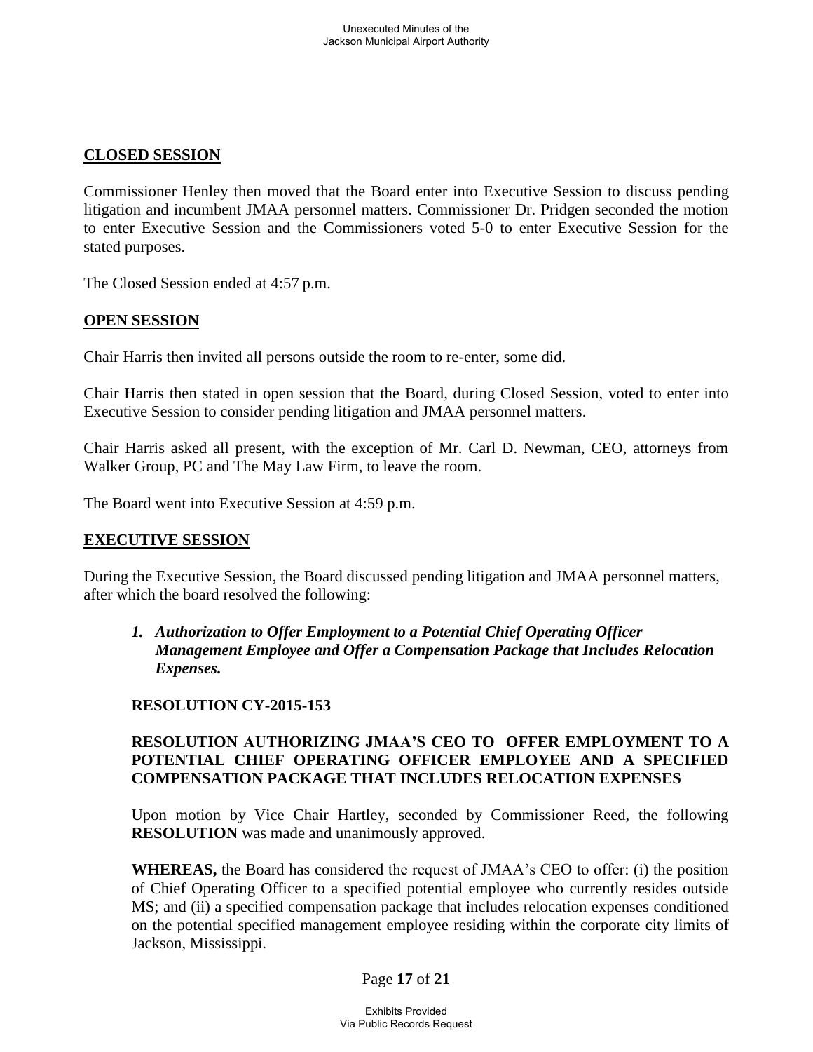**CLOSED SESSION**

Commissioner Henley then moved that the Board enter into Executive Session to discuss pending litigation and incumbent JMAA personnel matters. Commissioner Dr. Pridgen seconded the motion to enter Executive Session and the Commissioners voted 5-0 to enter Executive Session for the stated purposes.

The Closed Session ended at 4:57 p.m.

**OPEN SESSION**

Chair Harris then invited all persons outside the room to re-enter, some did.

Chair Harris then stated in open session that the Board, during Closed Session, voted to enter into Executive Session to consider pending litigation and JMAA personnel matters.

Chair Harris asked all present, with the exception of Mr. Carl D. Newman, CEO, attorneys from Walker Group, PC and The May Law Firm, to leave the room.

The Board went into Executive Session at 4:59 p.m.

**EXECUTIVE SESSION**

During the Executive Session, the Board discussed pending litigation and JMAA personnel matters, after which the board resolved the following:

1. ***Authorization to Offer Employment to a Potential Chief Operating Officer Management Employee and Offer a Compensation Package that Includes Relocation Expenses.***

**RESOLUTION CY-2015-153**

**RESOLUTION AUTHORIZING JMAA'S CEO TO OFFER EMPLOYMENT TO A POTENTIAL CHIEF OPERATING OFFICER EMPLOYEE AND A SPECIFIED COMPENSATION PACKAGE THAT INCLUDES RELOCATION EXPENSES**

Upon motion by Vice Chair Hartley, seconded by Commissioner Reed, the following **RESOLUTION** was made and unanimously approved.

**WHEREAS,** the Board has considered the request of JMAA's CEO to offer: (i) the position of Chief Operating Officer to a specified potential employee who currently resides outside MS; and (ii) a specified compensation package that includes relocation expenses conditioned on the potential specified management employee residing within the corporate city limits of Jackson, Mississippi.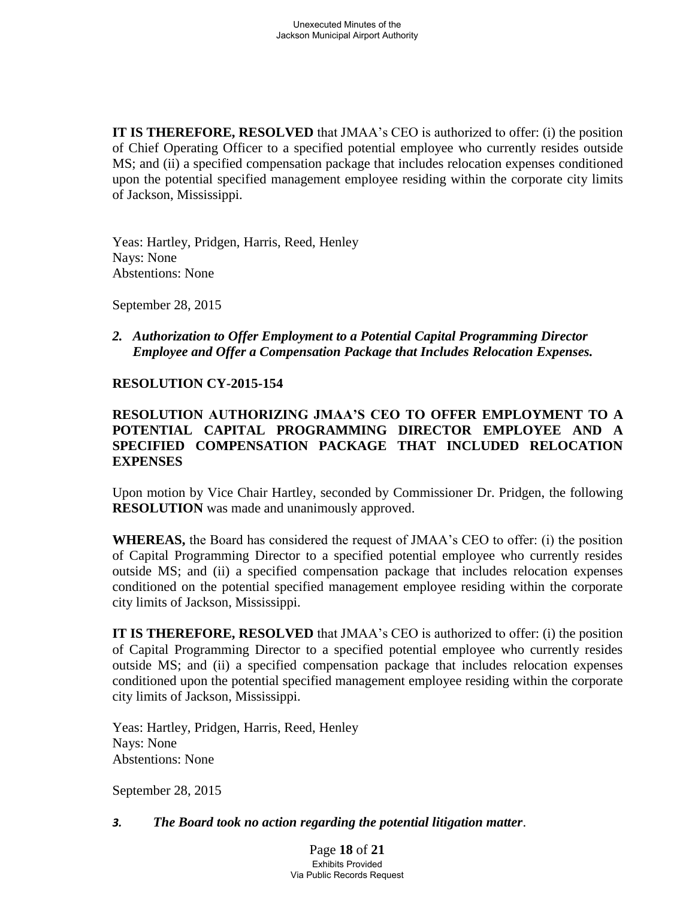**IT IS THEREFORE, RESOLVED** that JMAA's CEO is authorized to offer: (i) the position of Chief Operating Officer to a specified potential employee who currently resides outside MS; and (ii) a specified compensation package that includes relocation expenses conditioned upon the potential specified management employee residing within the corporate city limits of Jackson, Mississippi.

Yeas: Hartley, Pridgen, Harris, Reed, Henley
Nays: None
Abstentions: None

September 28, 2015

2. ***Authorization to Offer Employment to a Potential Capital Programming Director Employee and Offer a Compensation Package that Includes Relocation Expenses.***

**RESOLUTION CY-2015-154**

**RESOLUTION AUTHORIZING JMAA'S CEO TO OFFER EMPLOYMENT TO A POTENTIAL CAPITAL PROGRAMMING DIRECTOR EMPLOYEE AND A SPECIFIED COMPENSATION PACKAGE THAT INCLUDED RELOCATION EXPENSES**

Upon motion by Vice Chair Hartley, seconded by Commissioner Dr. Pridgen, the following **RESOLUTION** was made and unanimously approved.

**WHEREAS,** the Board has considered the request of JMAA's CEO to offer: (i) the position of Capital Programming Director to a specified potential employee who currently resides outside MS; and (ii) a specified compensation package that includes relocation expenses conditioned on the potential specified management employee residing within the corporate city limits of Jackson, Mississippi.

**IT IS THEREFORE, RESOLVED** that JMAA's CEO is authorized to offer: (i) the position of Capital Programming Director to a specified potential employee who currently resides outside MS; and (ii) a specified compensation package that includes relocation expenses conditioned upon the potential specified management employee residing within the corporate city limits of Jackson, Mississippi.

Yeas: Hartley, Pridgen, Harris, Reed, Henley
Nays: None
Abstentions: None

September 28, 2015

3. ***The Board took no action regarding the potential litigation matter***.

Exhibits Provided
Via Public Records Request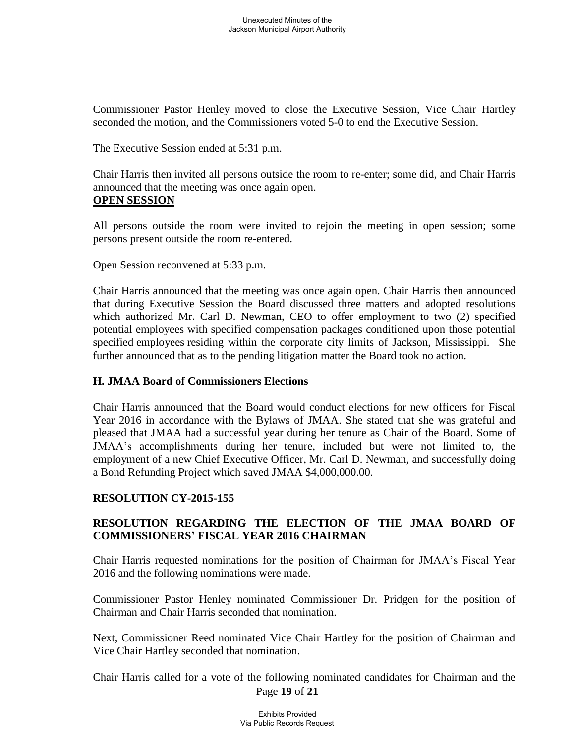Commissioner Pastor Henley moved to close the Executive Session, Vice Chair Hartley seconded the motion, and the Commissioners voted 5-0 to end the Executive Session.

The Executive Session ended at 5:31 p.m.

Chair Harris then invited all persons outside the room to re-enter; some did, and Chair Harris announced that the meeting was once again open.

**OPEN SESSION**

All persons outside the room were invited to rejoin the meeting in open session; some persons present outside the room re-entered.

Open Session reconvened at 5:33 p.m.

Chair Harris announced that the meeting was once again open. Chair Harris then announced that during Executive Session the Board discussed three matters and adopted resolutions which authorized Mr. Carl D. Newman, CEO to offer employment to two (2) specified potential employees with specified compensation packages conditioned upon those potential specified employees residing within the corporate city limits of Jackson, Mississippi. She further announced that as to the pending litigation matter the Board took no action.

**H. JMAA Board of Commissioners Elections**

Chair Harris announced that the Board would conduct elections for new officers for Fiscal Year 2016 in accordance with the Bylaws of JMAA. She stated that she was grateful and pleased that JMAA had a successful year during her tenure as Chair of the Board. Some of JMAA's accomplishments during her tenure, included but were not limited to, the employment of a new Chief Executive Officer, Mr. Carl D. Newman, and successfully doing a Bond Refunding Project which saved JMAA $4,000,000.00.

**RESOLUTION CY-2015-155**

**RESOLUTION REGARDING THE ELECTION OF THE JMAA BOARD OF COMMISSIONERS' FISCAL YEAR 2016 CHAIRMAN**

Chair Harris requested nominations for the position of Chairman for JMAA's Fiscal Year 2016 and the following nominations were made.

Commissioner Pastor Henley nominated Commissioner Dr. Pridgen for the position of Chairman and Chair Harris seconded that nomination.

Next, Commissioner Reed nominated Vice Chair Hartley for the position of Chairman and Vice Chair Hartley seconded that nomination.

Chair Harris called for a vote of the following nominated candidates for Chairman and the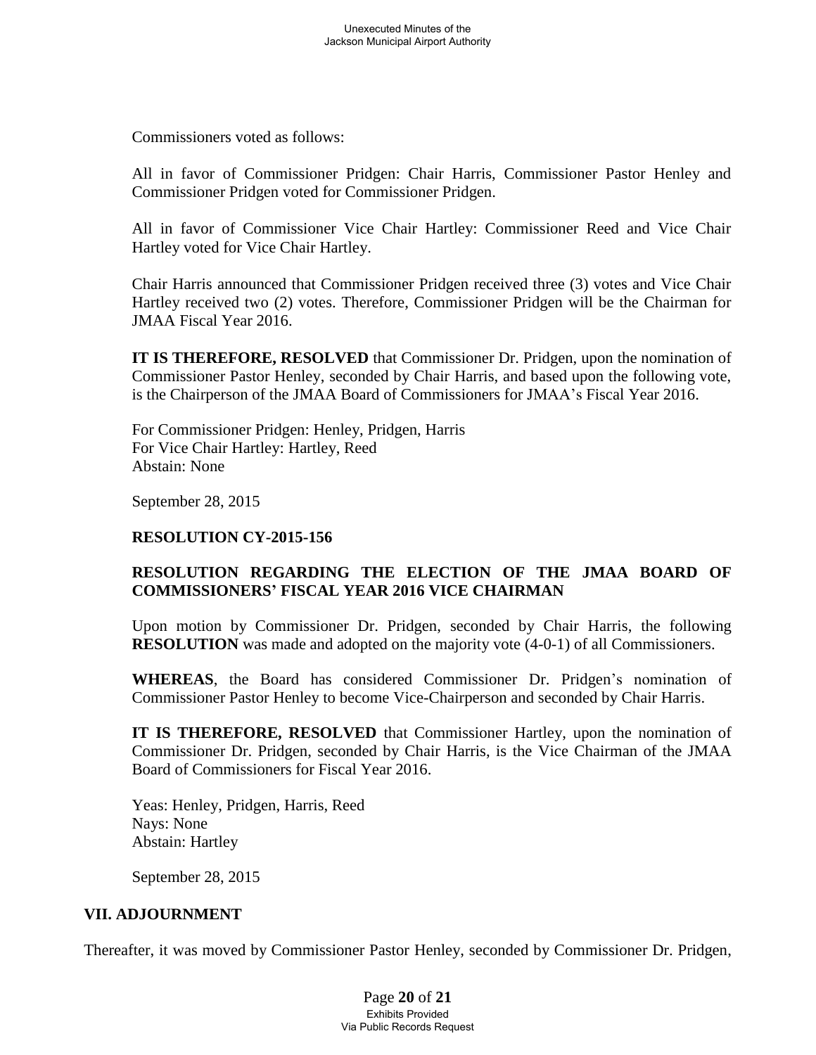Commissioners voted as follows:

All in favor of Commissioner Pridgen: Chair Harris, Commissioner Pastor Henley and Commissioner Pridgen voted for Commissioner Pridgen.

All in favor of Commissioner Vice Chair Hartley: Commissioner Reed and Vice Chair Hartley voted for Vice Chair Hartley.

Chair Harris announced that Commissioner Pridgen received three (3) votes and Vice Chair Hartley received two (2) votes. Therefore, Commissioner Pridgen will be the Chairman for JMAA Fiscal Year 2016.

**IT IS THEREFORE, RESOLVED** that Commissioner Dr. Pridgen, upon the nomination of Commissioner Pastor Henley, seconded by Chair Harris, and based upon the following vote, is the Chairperson of the JMAA Board of Commissioners for JMAA's Fiscal Year 2016.

For Commissioner Pridgen: Henley, Pridgen, Harris
For Vice Chair Hartley: Hartley, Reed
Abstain: None

September 28, 2015

**RESOLUTION CY-2015-156**

**RESOLUTION REGARDING THE ELECTION OF THE JMAA BOARD OF COMMISSIONERS' FISCAL YEAR 2016 VICE CHAIRMAN**

Upon motion by Commissioner Dr. Pridgen, seconded by Chair Harris, the following **RESOLUTION** was made and adopted on the majority vote (4-0-1) of all Commissioners.

**WHEREAS**, the Board has considered Commissioner Dr. Pridgen's nomination of Commissioner Pastor Henley to become Vice-Chairperson and seconded by Chair Harris.

**IT IS THEREFORE, RESOLVED** that Commissioner Hartley, upon the nomination of Commissioner Dr. Pridgen, seconded by Chair Harris, is the Vice Chairman of the JMAA Board of Commissioners for Fiscal Year 2016.

Yeas: Henley, Pridgen, Harris, Reed
Nays: None
Abstain: Hartley

September 28, 2015

## VII. ADJOURNMENT

Thereafter, it was moved by Commissioner Pastor Henley, seconded by Commissioner Dr. Pridgen,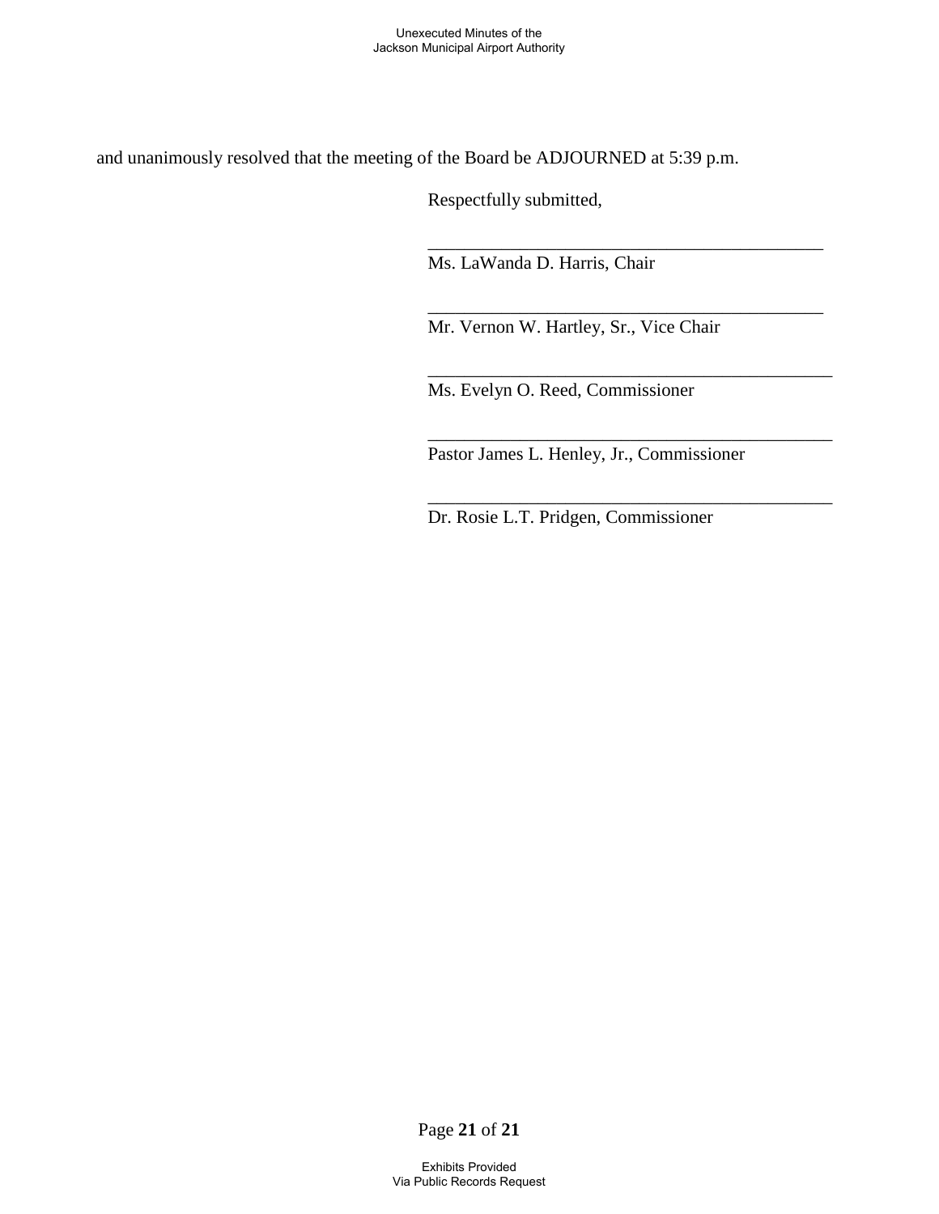and unanimously resolved that the meeting of the Board be ADJOURNED at 5:39 p.m.

Respectfully submitted,

_____________________________________________
Ms. LaWanda D. Harris, Chair

_____________________________________________
Mr. Vernon W. Hartley, Sr., Vice Chair

_____________________________________________
Ms. Evelyn O. Reed, Commissioner

_____________________________________________
Pastor James L. Henley, Jr., Commissioner

_____________________________________________
Dr. Rosie L.T. Pridgen, Commissioner